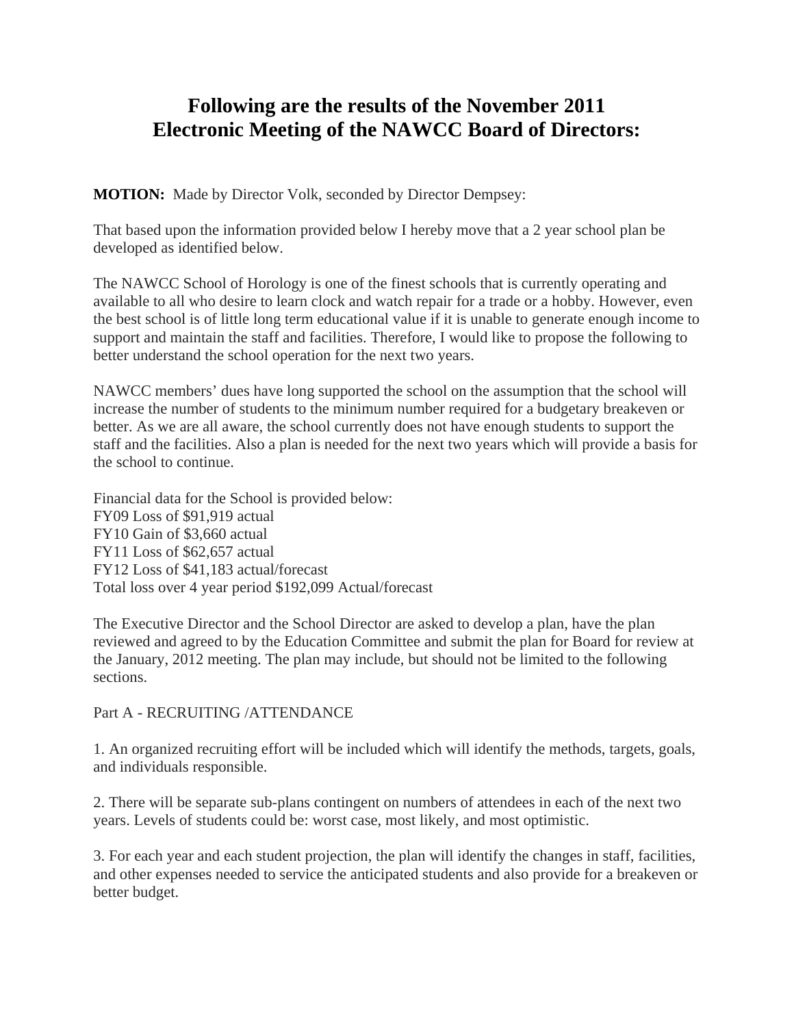# Following are the results of the November 2011 Electronic Meeting of the NAWCC Board of Directors:

**MOTION:** Made by Director Volk, seconded by Director Dempsey:

That based upon the information provided below I hereby move that a 2 year school plan be developed as identified below.

The NAWCC School of Horology is one of the finest schools that is currently operating and available to all who desire to learn clock and watch repair for a trade or a hobby. However, even the best school is of little long term educational value if it is unable to generate enough income to support and maintain the staff and facilities. Therefore, I would like to propose the following to better understand the school operation for the next two years.

NAWCC members' dues have long supported the school on the assumption that the school will increase the number of students to the minimum number required for a budgetary breakeven or better. As we are all aware, the school currently does not have enough students to support the staff and the facilities. Also a plan is needed for the next two years which will provide a basis for the school to continue.

Financial data for the School is provided below:
FY09 Loss of $91,919 actual
FY10 Gain of $3,660 actual
FY11 Loss of $62,657 actual
FY12 Loss of $41,183 actual/forecast
Total loss over 4 year period $192,099 Actual/forecast

The Executive Director and the School Director are asked to develop a plan, have the plan reviewed and agreed to by the Education Committee and submit the plan for Board for review at the January, 2012 meeting. The plan may include, but should not be limited to the following sections.

Part A - RECRUITING /ATTENDANCE

1. An organized recruiting effort will be included which will identify the methods, targets, goals, and individuals responsible.

2. There will be separate sub-plans contingent on numbers of attendees in each of the next two years. Levels of students could be: worst case, most likely, and most optimistic.

3. For each year and each student projection, the plan will identify the changes in staff, facilities, and other expenses needed to service the anticipated students and also provide for a breakeven or better budget.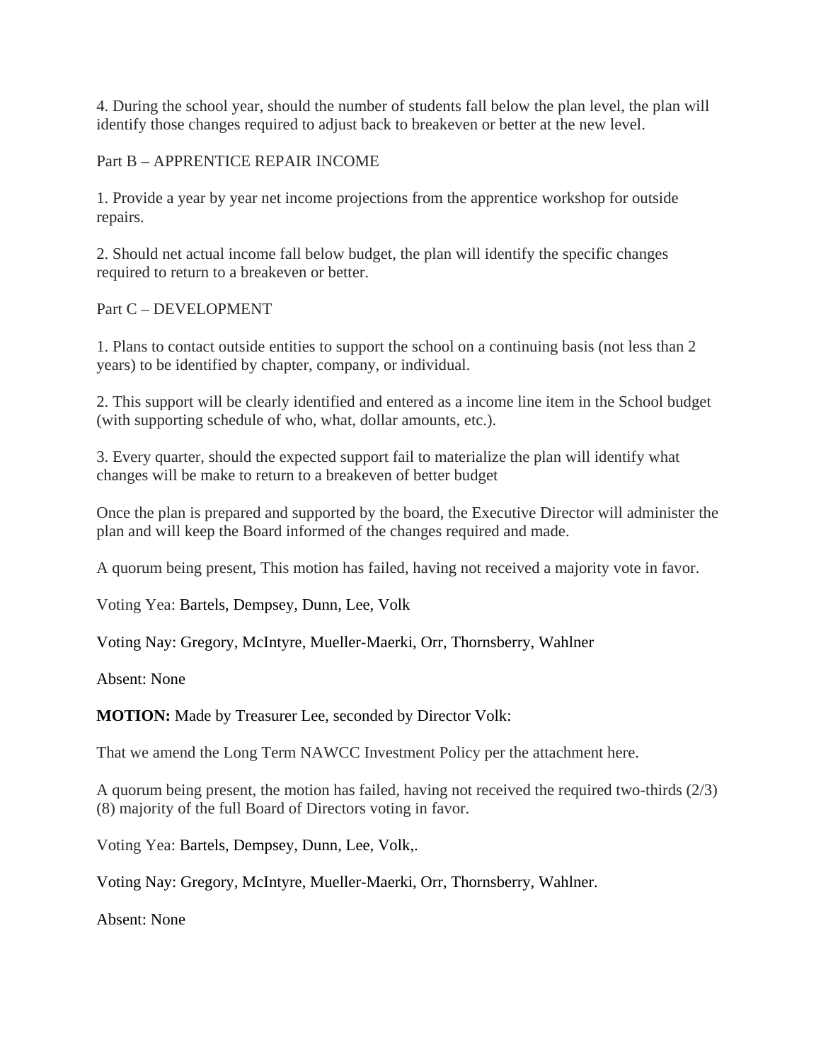4. During the school year, should the number of students fall below the plan level, the plan will identify those changes required to adjust back to breakeven or better at the new level.

Part B – APPRENTICE REPAIR INCOME

1. Provide a year by year net income projections from the apprentice workshop for outside repairs.

2. Should net actual income fall below budget, the plan will identify the specific changes required to return to a breakeven or better.

Part C – DEVELOPMENT

1. Plans to contact outside entities to support the school on a continuing basis (not less than 2 years) to be identified by chapter, company, or individual.

2. This support will be clearly identified and entered as a income line item in the School budget (with supporting schedule of who, what, dollar amounts, etc.).

3. Every quarter, should the expected support fail to materialize the plan will identify what changes will be make to return to a breakeven of better budget

Once the plan is prepared and supported by the board, the Executive Director will administer the plan and will keep the Board informed of the changes required and made.

A quorum being present, This motion has failed, having not received a majority vote in favor.

Voting Yea: Bartels, Dempsey, Dunn, Lee, Volk

Voting Nay: Gregory, McIntyre, Mueller-Maerki, Orr, Thornsberry, Wahlner

Absent: None

**MOTION:** Made by Treasurer Lee, seconded by Director Volk:

That we amend the Long Term NAWCC Investment Policy per the attachment here.

A quorum being present, the motion has failed, having not received the required two-thirds (2/3) (8) majority of the full Board of Directors voting in favor.

Voting Yea: Bartels, Dempsey, Dunn, Lee, Volk,.

Voting Nay: Gregory, McIntyre, Mueller-Maerki, Orr, Thornsberry, Wahlner.

Absent: None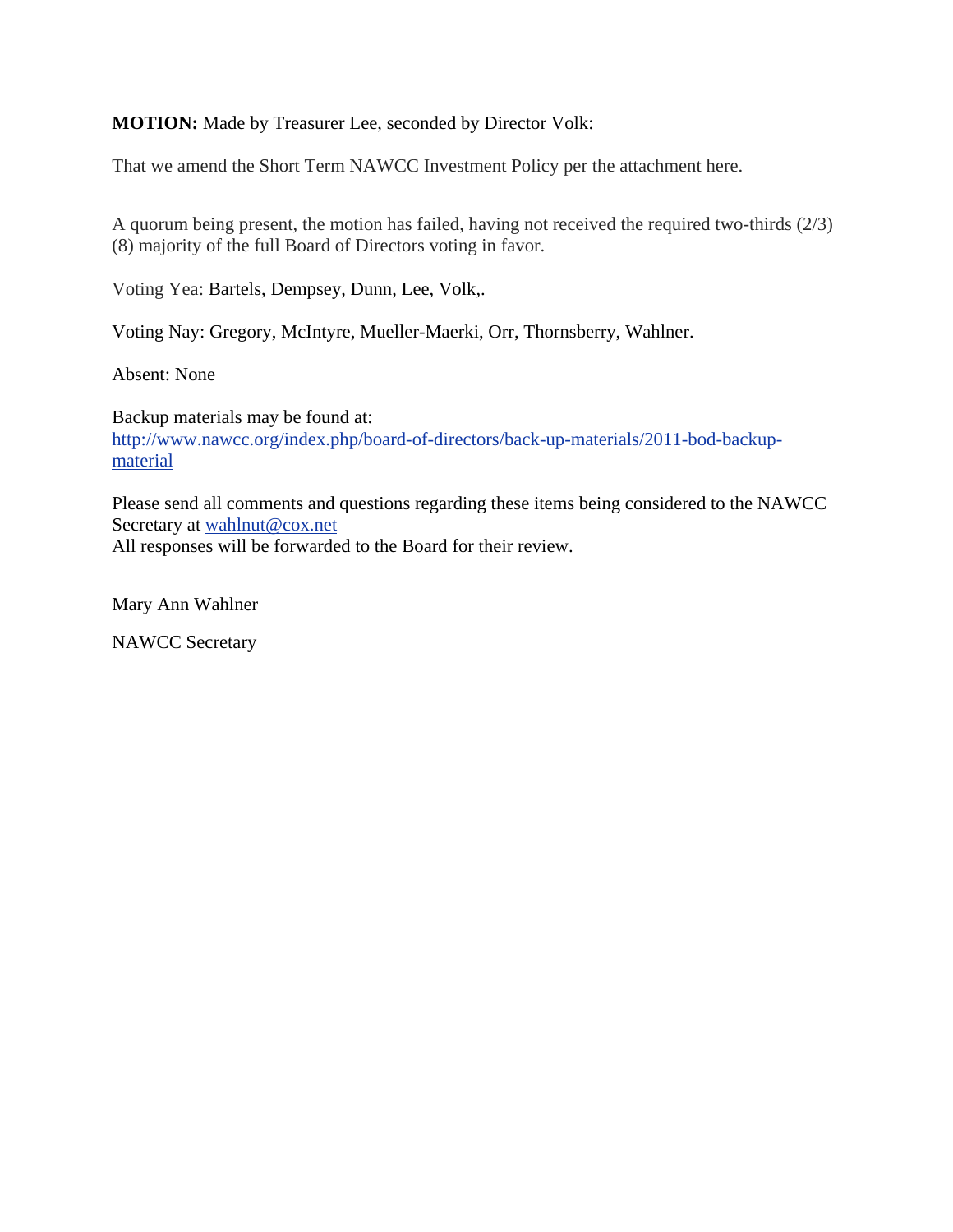**MOTION:** Made by Treasurer Lee, seconded by Director Volk:

That we amend the Short Term NAWCC Investment Policy per the attachment here.

A quorum being present, the motion has failed, having not received the required two-thirds (2/3) (8) majority of the full Board of Directors voting in favor.

Voting Yea: Bartels, Dempsey, Dunn, Lee, Volk,.

Voting Nay: Gregory, McIntyre, Mueller-Maerki, Orr, Thornsberry, Wahlner.

Absent: None

Backup materials may be found at:
http://www.nawcc.org/index.php/board-of-directors/back-up-materials/2011-bod-backup-material

Please send all comments and questions regarding these items being considered to the NAWCC Secretary at wahlnut@cox.net
All responses will be forwarded to the Board for their review.

Mary Ann Wahlner

NAWCC Secretary